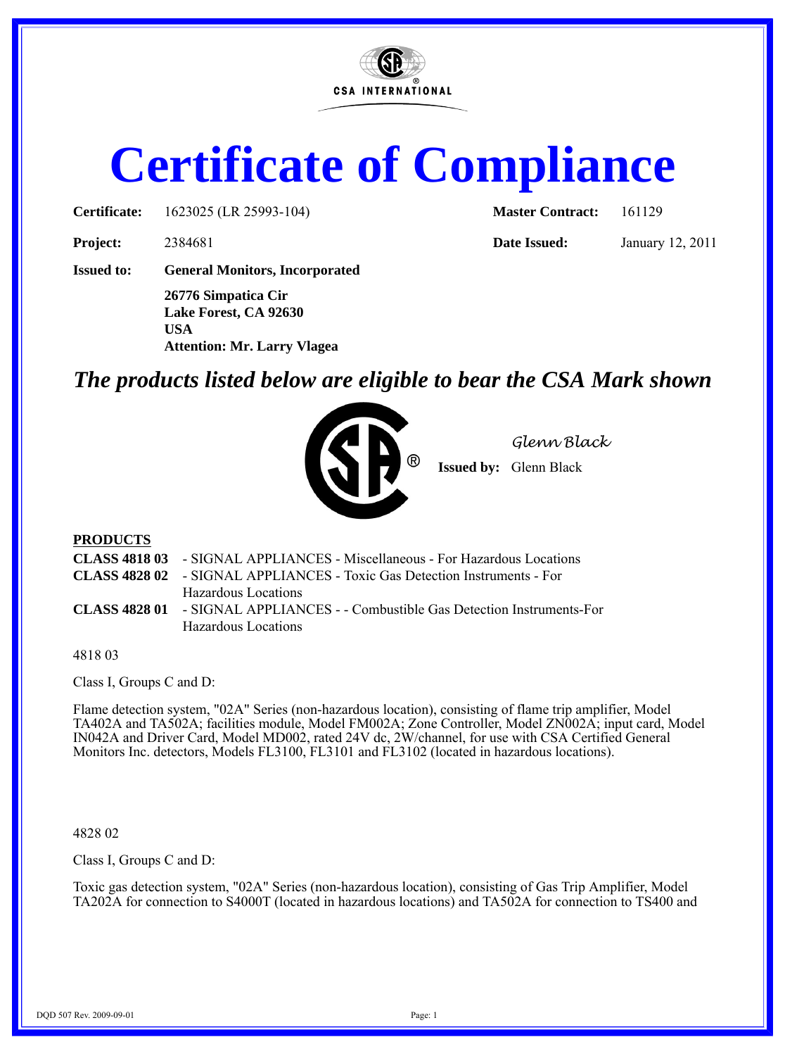CSA INTERNATIONAL

# Certificate of Compliance

| | | | |
|---|---|---|---|
| **Certificate:** | 1623025 (LR 25993-104) | **Master Contract:** | 161129 |
| **Project:** | 2384681 | **Date Issued:** | January 12, 2011 |

**Issued to:** **General Monitors, Incorporated**
**26776 Simpatica Cir**
**Lake Forest, CA 92630**
**USA**
**Attention: Mr. Larry Vlagea**

## *The products listed below are eligible to bear the CSA Mark shown*

*Glenn Black*

**Issued by:** Glenn Black

**PRODUCTS**

**CLASS 4818 03** - SIGNAL APPLIANCES - Miscellaneous - For Hazardous Locations
**CLASS 4828 02** - SIGNAL APPLIANCES - Toxic Gas Detection Instruments - For Hazardous Locations
**CLASS 4828 01** - SIGNAL APPLIANCES - - Combustible Gas Detection Instruments-For Hazardous Locations

4818 03

Class I, Groups C and D:

Flame detection system, "02A" Series (non-hazardous location), consisting of flame trip amplifier, Model TA402A and TA502A; facilities module, Model FM002A; Zone Controller, Model ZN002A; input card, Model IN042A and Driver Card, Model MD002, rated 24V dc, 2W/channel, for use with CSA Certified General Monitors Inc. detectors, Models FL3100, FL3101 and FL3102 (located in hazardous locations).

4828 02

Class I, Groups C and D:

Toxic gas detection system, "02A" Series (non-hazardous location), consisting of Gas Trip Amplifier, Model TA202A for connection to S4000T (located in hazardous locations) and TA502A for connection to TS400 and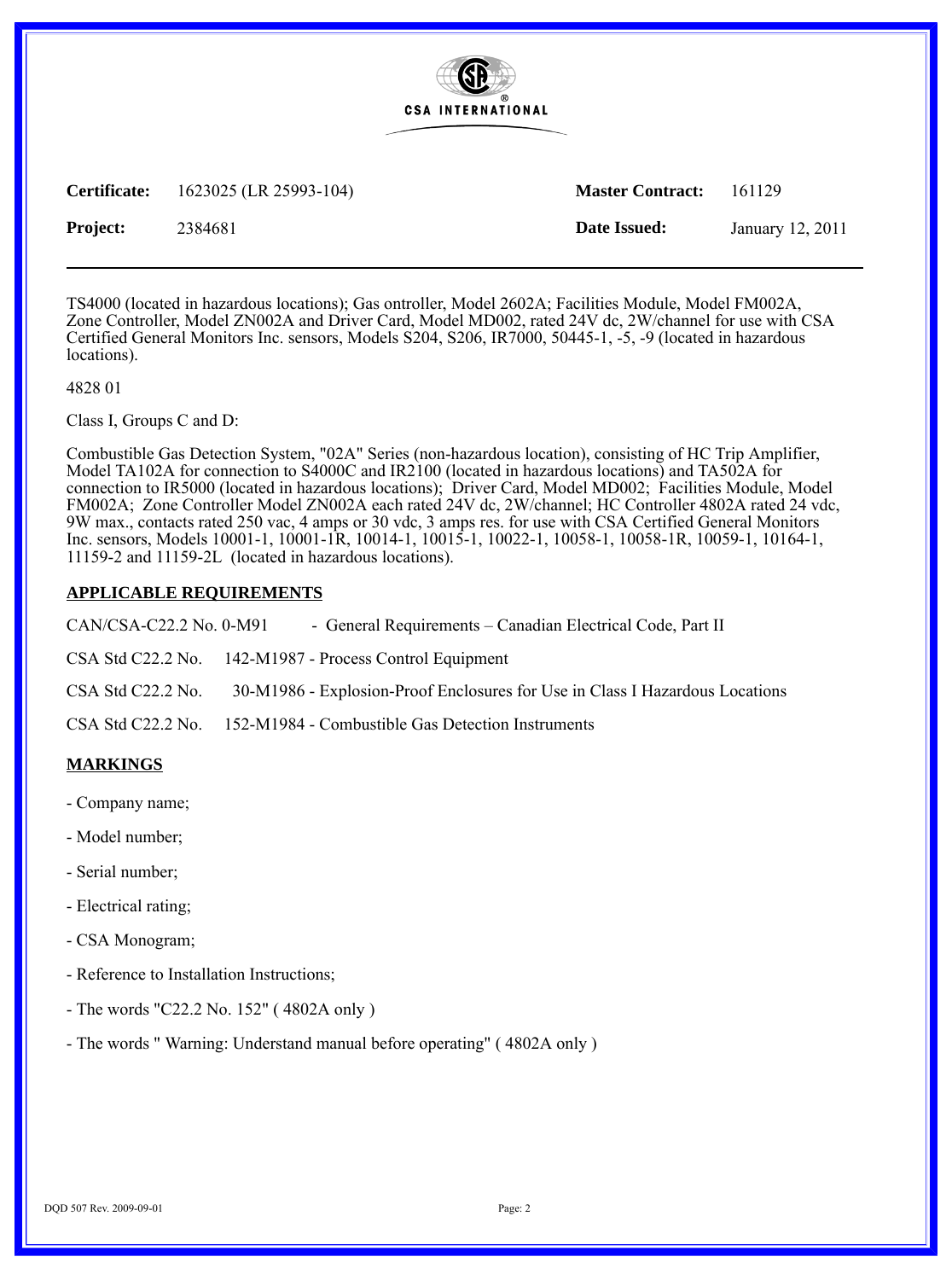| | | | |
|---|---|---|---|
| **Certificate:** | 1623025 (LR 25993-104) | **Master Contract:** | 161129 |
| **Project:** | 2384681 | **Date Issued:** | January 12, 2011 |

TS4000 (located in hazardous locations); Gas ontroller, Model 2602A; Facilities Module, Model FM002A, Zone Controller, Model ZN002A and Driver Card, Model MD002, rated 24V dc, 2W/channel for use with CSA Certified General Monitors Inc. sensors, Models S204, S206, IR7000, 50445-1, -5, -9 (located in hazardous locations).

4828 01

Class I, Groups C and D:

Combustible Gas Detection System, "02A" Series (non-hazardous location), consisting of HC Trip Amplifier, Model TA102A for connection to S4000C and IR2100 (located in hazardous locations) and TA502A for connection to IR5000 (located in hazardous locations); Driver Card, Model MD002; Facilities Module, Model FM002A; Zone Controller Model ZN002A each rated 24V dc, 2W/channel; HC Controller 4802A rated 24 vdc, 9W max., contacts rated 250 vac, 4 amps or 30 vdc, 3 amps res. for use with CSA Certified General Monitors Inc. sensors, Models 10001-1, 10001-1R, 10014-1, 10015-1, 10022-1, 10058-1, 10058-1R, 10059-1, 10164-1, 11159-2 and 11159-2L (located in hazardous locations).

## APPLICABLE REQUIREMENTS

CAN/CSA-C22.2 No. 0-M91 - General Requirements – Canadian Electrical Code, Part II

CSA Std C22.2 No. 142-M1987 - Process Control Equipment

CSA Std C22.2 No. 30-M1986 - Explosion-Proof Enclosures for Use in Class I Hazardous Locations

CSA Std C22.2 No. 152-M1984 - Combustible Gas Detection Instruments

## MARKINGS

- Company name;
- Model number;
- Serial number;
- Electrical rating;
- CSA Monogram;
- Reference to Installation Instructions;
- The words "C22.2 No. 152" ( 4802A only )
- The words " Warning: Understand manual before operating" ( 4802A only )